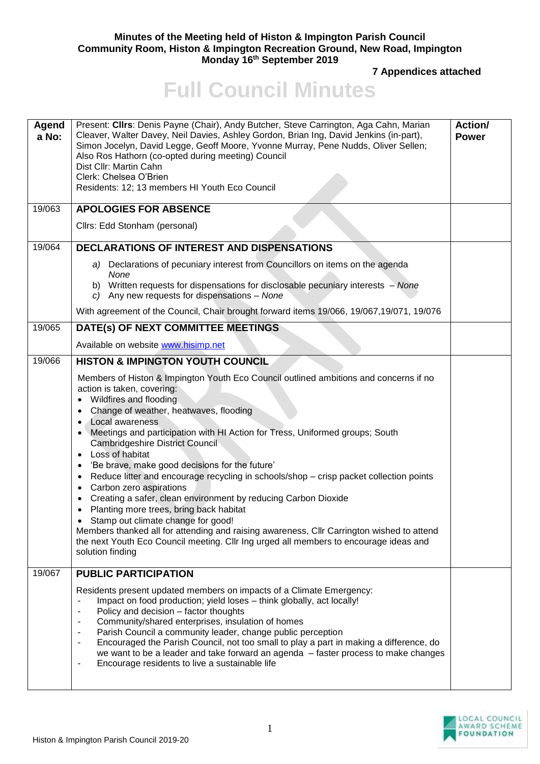**Minutes of the Meeting held of Histon & Impington Parish Council**
**Community Room, Histon & Impington Recreation Ground, New Road, Impington**
**Monday 16th September 2019**

**7 Appendices attached**

# Full Council Minutes

| Agenda No: | Present: **Cllrs**: Denis Payne (Chair), Andy Butcher, Steve Carrington, Aga Cahn, Marian Cleaver, Walter Davey, Neil Davies, Ashley Gordon, Brian Ing, David Jenkins (in-part), Simon Jocelyn, David Legge, Geoff Moore, Yvonne Murray, Pene Nudds, Oliver Sellen; Also Ros Hathorn (co-opted during meeting) Council<br>Dist Cllr: Martin Cahn<br>Clerk: Chelsea O'Brien<br>Residents: 12; 13 members HI Youth Eco Council | Action/ Power |
|---|---|---|
| 19/063 | **APOLOGIES FOR ABSENCE**<br><br>Cllrs: Edd Stonham (personal) | |
| 19/064 | **DECLARATIONS OF INTEREST AND DISPENSATIONS**<br><br>*a)* Declarations of pecuniary interest from Councillors on items on the agenda *None*<br>b) Written requests for dispensations for disclosable pecuniary interests – *None*<br>*c)* Any new requests for dispensations – *None*<br><br>With agreement of the Council, Chair brought forward items 19/066, 19/067,19/071, 19/076 | |
| 19/065 | **DATE(s) OF NEXT COMMITTEE MEETINGS**<br><br>Available on website www.hisimp.net | |
| 19/066 | **HISTON & IMPINGTON YOUTH COUNCIL**<br><br>Members of Histon & Impington Youth Eco Council outlined ambitions and concerns if no action is taken, covering:<br>• Wildfires and flooding<br>• Change of weather, heatwaves, flooding<br>• Local awareness<br>• Meetings and participation with HI Action for Tress, Uniformed groups; South Cambridgeshire District Council<br>• Loss of habitat<br>• 'Be brave, make good decisions for the future'<br>• Reduce litter and encourage recycling in schools/shop – crisp packet collection points<br>• Carbon zero aspirations<br>• Creating a safer, clean environment by reducing Carbon Dioxide<br>• Planting more trees, bring back habitat<br>• Stamp out climate change for good!<br>Members thanked all for attending and raising awareness, Cllr Carrington wished to attend the next Youth Eco Council meeting. Cllr Ing urged all members to encourage ideas and solution finding | |
| 19/067 | **PUBLIC PARTICIPATION**<br><br>Residents present updated members on impacts of a Climate Emergency:<br>- Impact on food production; yield loses – think globally, act locally!<br>- Policy and decision – factor thoughts<br>- Community/shared enterprises, insulation of homes<br>- Parish Council a community leader, change public perception<br>- Encouraged the Parish Council, not too small to play a part in making a difference, do we want to be a leader and take forward an agenda – faster process to make changes<br>- Encourage residents to live a sustainable life | |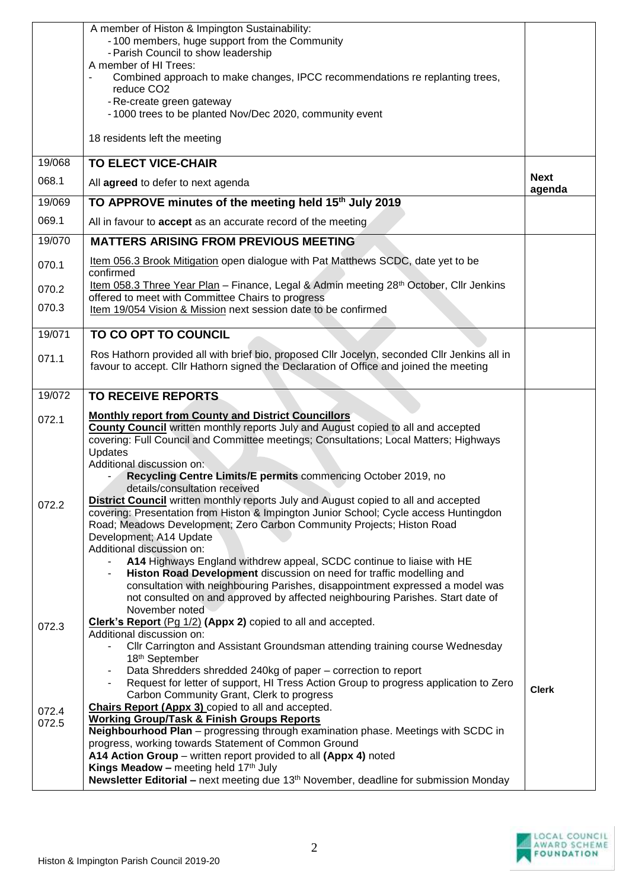| | | |
|---|---|---|
| | A member of Histon & Impington Sustainability:<br>- 100 members, huge support from the Community<br>- Parish Council to show leadership<br>A member of HI Trees:<br>- Combined approach to make changes, IPCC recommendations re replanting trees, reduce $CO_2$<br>- Re-create green gateway<br>- 1000 trees to be planted Nov/Dec 2020, community event<br><br>18 residents left the meeting | |
| 19/068 | **TO ELECT VICE-CHAIR** | |
| 068.1 | All **agreed** to defer to next agenda | **Next agenda** |
| 19/069 | **TO APPROVE minutes of the meeting held 15th July 2019** | |
| 069.1 | All in favour to **accept** as an accurate record of the meeting | |
| 19/070 | **MATTERS ARISING FROM PREVIOUS MEETING** | |
| 070.1 | Item 056.3 Brook Mitigation open dialogue with Pat Matthews SCDC, date yet to be confirmed | |
| 070.2 | Item 058.3 Three Year Plan – Finance, Legal & Admin meeting 28th October, Cllr Jenkins offered to meet with Committee Chairs to progress | |
| 070.3 | Item 19/054 Vision & Mission next session date to be confirmed | |
| 19/071 | **TO CO OPT TO COUNCIL** | |
| 071.1 | Ros Hathorn provided all with brief bio, proposed Cllr Jocelyn, seconded Cllr Jenkins all in favour to accept. Cllr Hathorn signed the Declaration of Office and joined the meeting | |
| 19/072 | **TO RECEIVE REPORTS** | |
| 072.1 | **Monthly report from County and District Councillors**<br>**County Council** written monthly reports July and August copied to all and accepted covering: Full Council and Committee meetings; Consultations; Local Matters; Highways Updates<br>Additional discussion on:<br>- **Recycling Centre Limits/E permits** commencing October 2019, no details/consultation received | |
| 072.2 | **District Council** written monthly reports July and August copied to all and accepted covering: Presentation from Histon & Impington Junior School; Cycle access Huntingdon Road; Meadows Development; Zero Carbon Community Projects; Histon Road Development; A14 Update<br>Additional discussion on:<br>- **A14** Highways England withdrew appeal, SCDC continue to liaise with HE<br>- **Histon Road Development** discussion on need for traffic modelling and consultation with neighbouring Parishes, disappointment expressed a model was not consulted on and approved by affected neighbouring Parishes. Start date of November noted | |
| 072.3 | **Clerk's Report** (Pg 1/2) **(Appx 2)** copied to all and accepted.<br>Additional discussion on:<br>- Cllr Carrington and Assistant Groundsman attending training course Wednesday 18th September<br>- Data Shredders shredded 240kg of paper – correction to report<br>- Request for letter of support, HI Tress Action Group to progress application to Zero Carbon Community Grant, Clerk to progress | **Clerk** |
| 072.4 | **Chairs Report (Appx 3)** copied to all and accepted. | |
| 072.5 | **Working Group/Task & Finish Groups Reports**<br>**Neighbourhood Plan** – progressing through examination phase. Meetings with SCDC in progress, working towards Statement of Common Ground<br>**A14 Action Group** – written report provided to all **(Appx 4)** noted<br>**Kings Meadow –** meeting held 17th July<br>**Newsletter Editorial –** next meeting due 13th November, deadline for submission Monday | |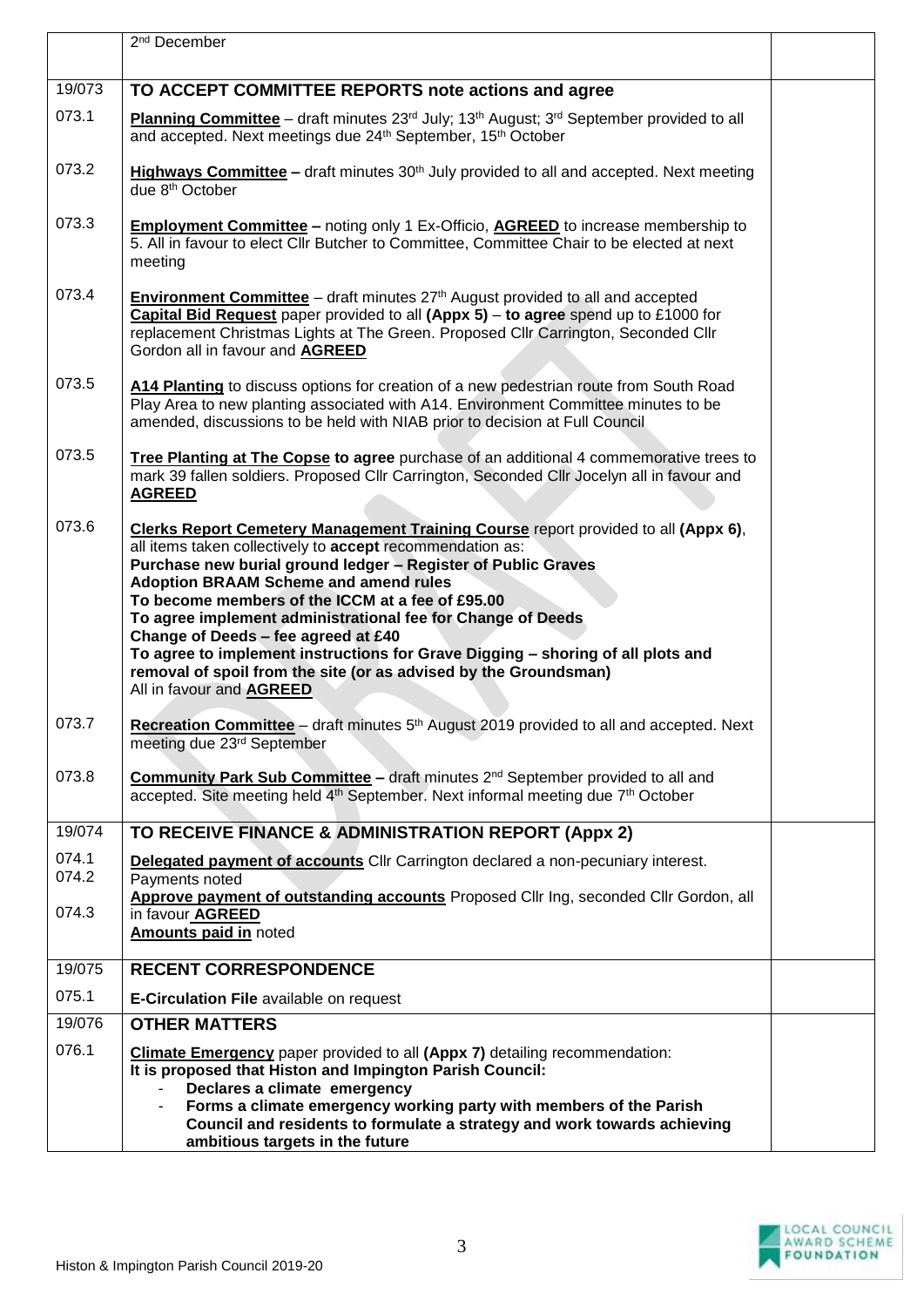| | | |
|---|---|---|
| | 2nd December | |
| 19/073 | **TO ACCEPT COMMITTEE REPORTS note actions and agree** | |
| 073.1 | **Planning Committee** – draft minutes 23rd July; 13th August; 3rd September provided to all and accepted. Next meetings due 24th September, 15th October | |
| 073.2 | **Highways Committee –** draft minutes 30th July provided to all and accepted. Next meeting due 8th October | |
| 073.3 | **Employment Committee –** noting only 1 Ex-Officio, **AGREED** to increase membership to 5. All in favour to elect Cllr Butcher to Committee, Committee Chair to be elected at next meeting | |
| 073.4 | **Environment Committee** – draft minutes 27th August provided to all and accepted<br>**Capital Bid Request** paper provided to all **(Appx 5)** – **to agree** spend up to £1000 for replacement Christmas Lights at The Green. Proposed Cllr Carrington, Seconded Cllr Gordon all in favour and **AGREED** | |
| 073.5 | **A14 Planting** to discuss options for creation of a new pedestrian route from South Road Play Area to new planting associated with A14. Environment Committee minutes to be amended, discussions to be held with NIAB prior to decision at Full Council | |
| 073.5 | **Tree Planting at The Copse to agree** purchase of an additional 4 commemorative trees to mark 39 fallen soldiers. Proposed Cllr Carrington, Seconded Cllr Jocelyn all in favour and **AGREED** | |
| 073.6 | **Clerks Report Cemetery Management Training Course** report provided to all **(Appx 6)**, all items taken collectively to **accept** recommendation as:<br>**Purchase new burial ground ledger – Register of Public Graves**<br>**Adoption BRAAM Scheme and amend rules**<br>**To become members of the ICCM at a fee of £95.00**<br>**To agree implement administrational fee for Change of Deeds**<br>**Change of Deeds – fee agreed at £40**<br>**To agree to implement instructions for Grave Digging – shoring of all plots and removal of spoil from the site (or as advised by the Groundsman)**<br>All in favour and **AGREED** | |
| 073.7 | **Recreation Committee** – draft minutes 5th August 2019 provided to all and accepted. Next meeting due 23rd September | |
| 073.8 | **Community Park Sub Committee –** draft minutes 2nd September provided to all and accepted. Site meeting held 4th September. Next informal meeting due 7th October | |
| 19/074 | **TO RECEIVE FINANCE & ADMINISTRATION REPORT (Appx 2)** | |
| 074.1<br>074.2<br><br>074.3 | **Delegated payment of accounts** Cllr Carrington declared a non-pecuniary interest. Payments noted<br>**Approve payment of outstanding accounts** Proposed Cllr Ing, seconded Cllr Gordon, all in favour **AGREED**<br>**Amounts paid in** noted | |
| 19/075 | **RECENT CORRESPONDENCE** | |
| 075.1 | **E-Circulation File** available on request | |
| 19/076 | **OTHER MATTERS** | |
| 076.1 | **Climate Emergency** paper provided to all **(Appx 7)** detailing recommendation:<br>**It is proposed that Histon and Impington Parish Council:**<br>- **Declares a climate emergency**<br>- **Forms a climate emergency working party with members of the Parish Council and residents to formulate a strategy and work towards achieving ambitious targets in the future** | |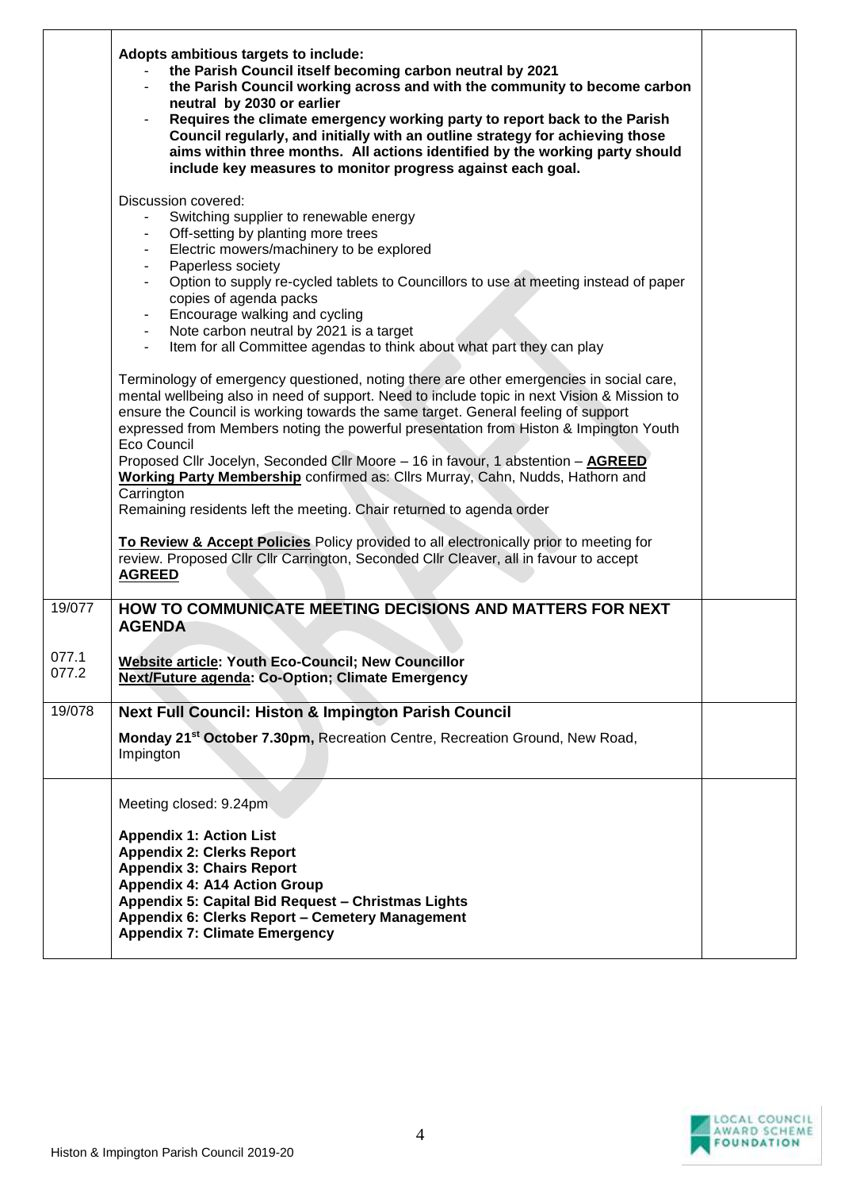| | | |
|---|---|---|
| | **Adopts ambitious targets to include:**<br>- **the Parish Council itself becoming carbon neutral by 2021**<br>- **the Parish Council working across and with the community to become carbon neutral by 2030 or earlier**<br>- **Requires the climate emergency working party to report back to the Parish Council regularly, and initially with an outline strategy for achieving those aims within three months. All actions identified by the working party should include key measures to monitor progress against each goal.**<br><br>Discussion covered:<br>- Switching supplier to renewable energy<br>- Off-setting by planting more trees<br>- Electric mowers/machinery to be explored<br>- Paperless society<br>- Option to supply re-cycled tablets to Councillors to use at meeting instead of paper copies of agenda packs<br>- Encourage walking and cycling<br>- Note carbon neutral by 2021 is a target<br>- Item for all Committee agendas to think about what part they can play<br><br>Terminology of emergency questioned, noting there are other emergencies in social care, mental wellbeing also in need of support. Need to include topic in next Vision & Mission to ensure the Council is working towards the same target. General feeling of support expressed from Members noting the powerful presentation from Histon & Impington Youth Eco Council<br>Proposed Cllr Jocelyn, Seconded Cllr Moore – 16 in favour, 1 abstention – **AGREED**<br>**Working Party Membership** confirmed as: Cllrs Murray, Cahn, Nudds, Hathorn and Carrington<br>Remaining residents left the meeting. Chair returned to agenda order<br><br>**To Review & Accept Policies** Policy provided to all electronically prior to meeting for review. Proposed Cllr Cllr Carrington, Seconded Cllr Cleaver, all in favour to accept **AGREED** | |
| 19/077 | **HOW TO COMMUNICATE MEETING DECISIONS AND MATTERS FOR NEXT AGENDA** | |
| 077.1<br>077.2 | **Website article: Youth Eco-Council; New Councillor**<br>**Next/Future agenda: Co-Option; Climate Emergency** | |
| 19/078 | **Next Full Council: Histon & Impington Parish Council**<br><br>**Monday 21st October 7.30pm,** Recreation Centre, Recreation Ground, New Road, Impington | |
| | Meeting closed: 9.24pm<br><br>**Appendix 1: Action List**<br>**Appendix 2: Clerks Report**<br>**Appendix 3: Chairs Report**<br>**Appendix 4: A14 Action Group**<br>**Appendix 5: Capital Bid Request – Christmas Lights**<br>**Appendix 6: Clerks Report – Cemetery Management**<br>**Appendix 7: Climate Emergency** | |